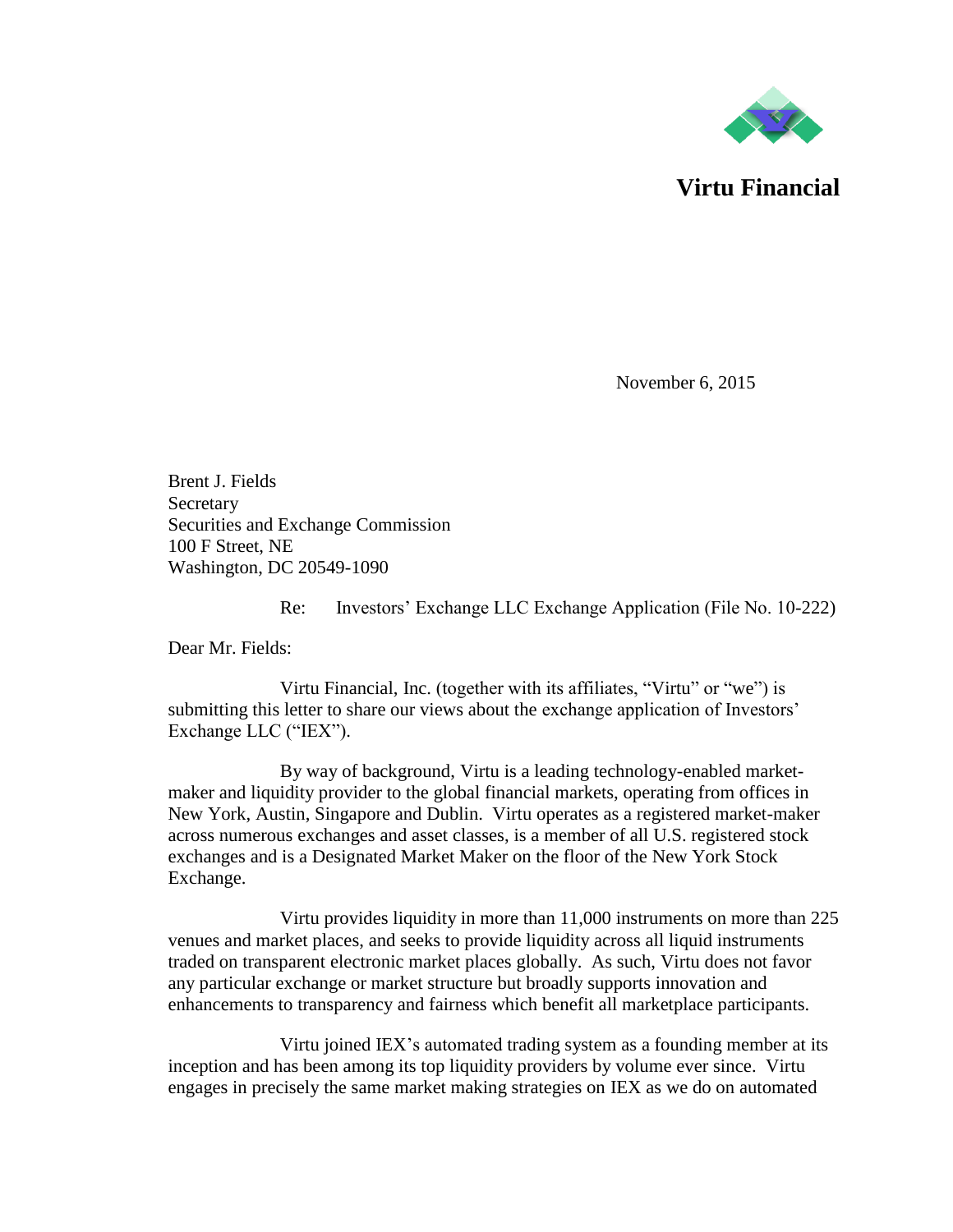**Virtu Financial**

November 6, 2015

Brent J. Fields
Secretary
Securities and Exchange Commission
100 F Street, NE
Washington, DC 20549-1090

Re: Investors' Exchange LLC Exchange Application (File No. 10-222)

Dear Mr. Fields:

Virtu Financial, Inc. (together with its affiliates, "Virtu" or "we") is submitting this letter to share our views about the exchange application of Investors' Exchange LLC ("IEX").

By way of background, Virtu is a leading technology-enabled market-maker and liquidity provider to the global financial markets, operating from offices in New York, Austin, Singapore and Dublin. Virtu operates as a registered market-maker across numerous exchanges and asset classes, is a member of all U.S. registered stock exchanges and is a Designated Market Maker on the floor of the New York Stock Exchange.

Virtu provides liquidity in more than 11,000 instruments on more than 225 venues and market places, and seeks to provide liquidity across all liquid instruments traded on transparent electronic market places globally. As such, Virtu does not favor any particular exchange or market structure but broadly supports innovation and enhancements to transparency and fairness which benefit all marketplace participants.

Virtu joined IEX's automated trading system as a founding member at its inception and has been among its top liquidity providers by volume ever since. Virtu engages in precisely the same market making strategies on IEX as we do on automated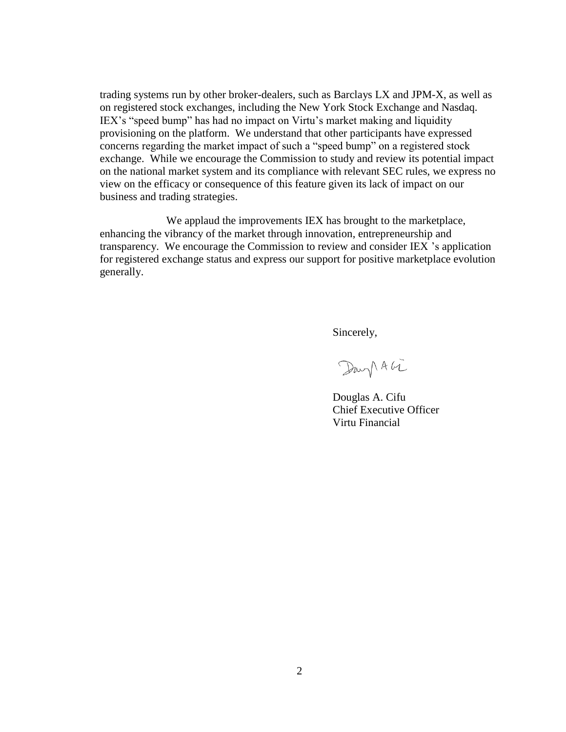trading systems run by other broker-dealers, such as Barclays LX and JPM-X, as well as on registered stock exchanges, including the New York Stock Exchange and Nasdaq. IEX's "speed bump" has had no impact on Virtu's market making and liquidity provisioning on the platform. We understand that other participants have expressed concerns regarding the market impact of such a "speed bump" on a registered stock exchange. While we encourage the Commission to study and review its potential impact on the national market system and its compliance with relevant SEC rules, we express no view on the efficacy or consequence of this feature given its lack of impact on our business and trading strategies.

We applaud the improvements IEX has brought to the marketplace, enhancing the vibrancy of the market through innovation, entrepreneurship and transparency. We encourage the Commission to review and consider IEX 's application for registered exchange status and express our support for positive marketplace evolution generally.

Sincerely,

Douglas A. Cifu
Chief Executive Officer
Virtu Financial